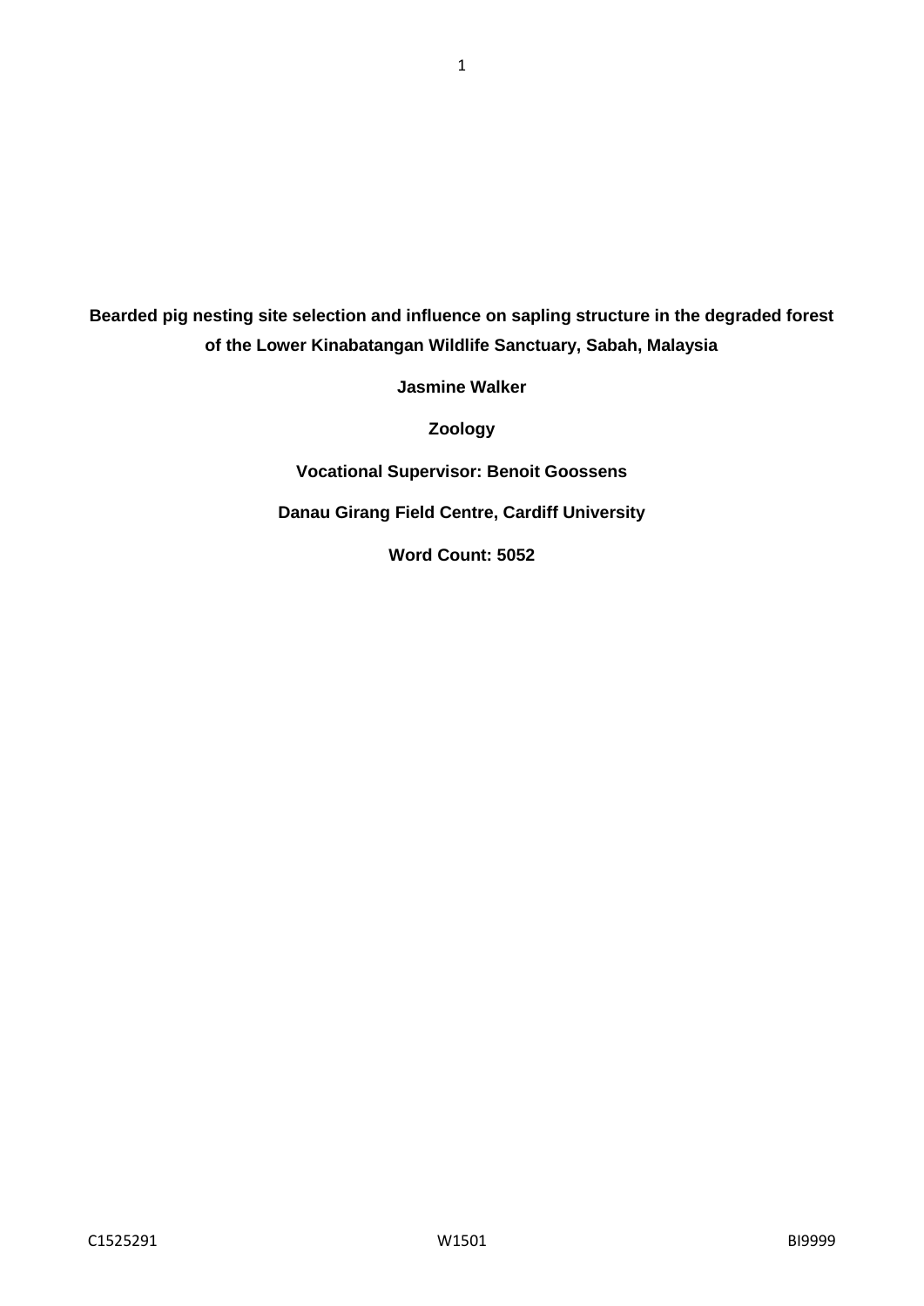**Bearded pig nesting site selection and influence on sapling structure in the degraded forest of the Lower Kinabatangan Wildlife Sanctuary, Sabah, Malaysia**

**Jasmine Walker**

**Zoology**

**Vocational Supervisor: Benoit Goossens**

**Danau Girang Field Centre, Cardiff University**

**Word Count: 5052**

C1525291 W1501 BI9999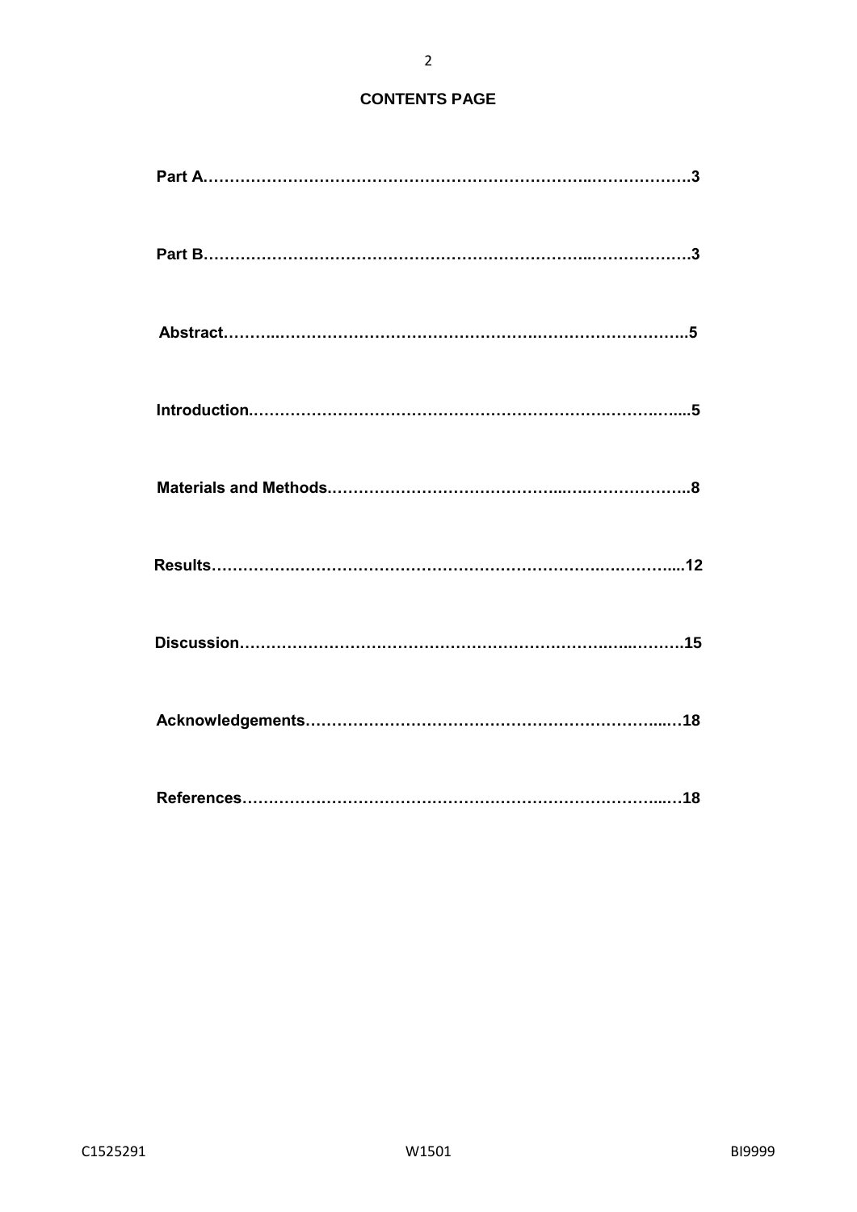# CONTENTS PAGE

**Part A……………………………………………………………..……………….3**

**Part B……………………………………………………………..……………….3**

**Abstract………..……………………………………………….………………………..5**

**Introduction.………………………………………………………….…………..…...5**

**Materials and Methods.……………………………………..….………………..8**

**Results…………….………………………………………………….….………....12**

**Discussion…………………………………………………………….…...……….15**

**Acknowledgements……………………………………………………………...…18**

**References………………………………………………………………….……...…18**

C1525291 W1501 BI9999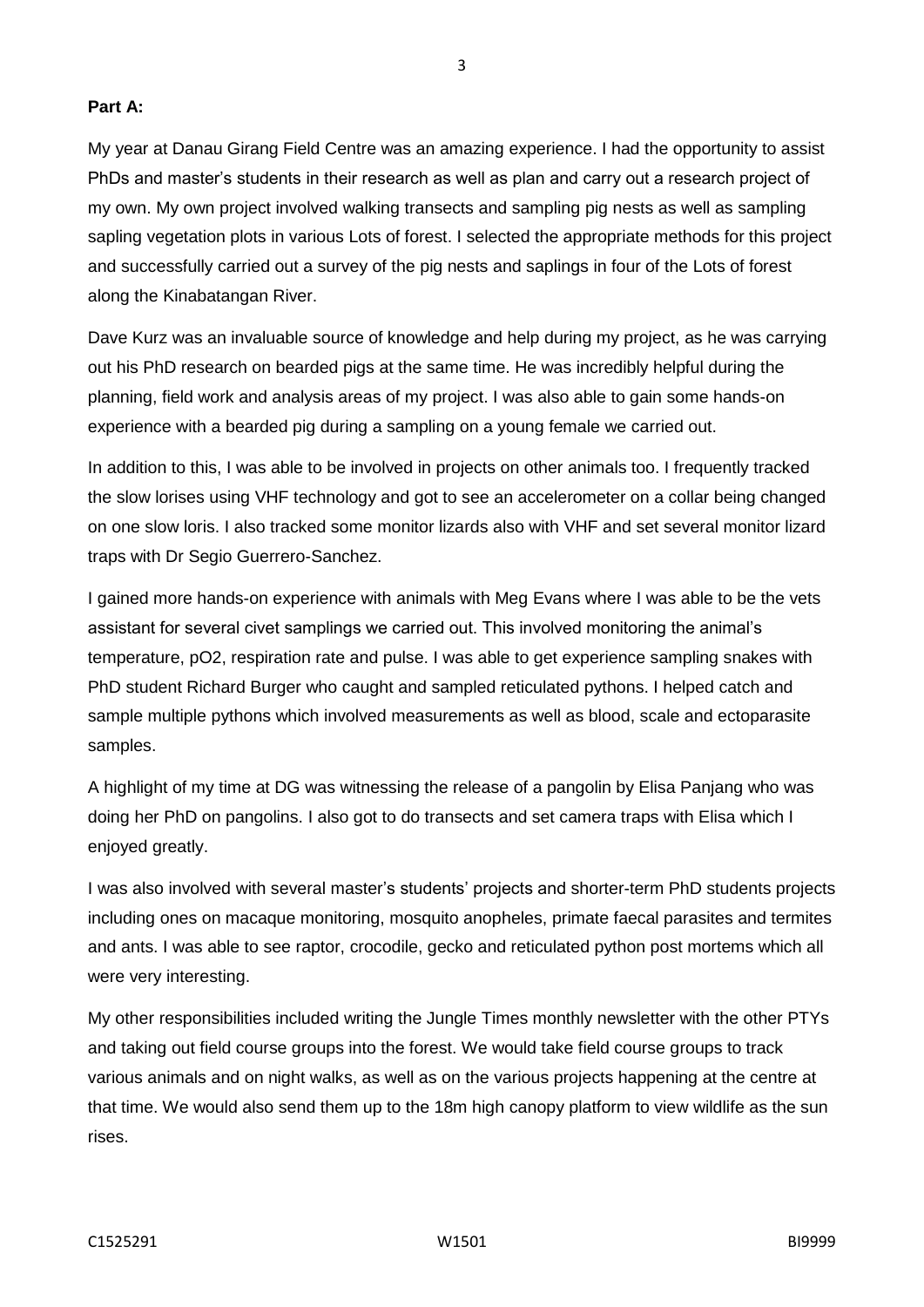**Part A:**

My year at Danau Girang Field Centre was an amazing experience. I had the opportunity to assist PhDs and master's students in their research as well as plan and carry out a research project of my own. My own project involved walking transects and sampling pig nests as well as sampling sapling vegetation plots in various Lots of forest. I selected the appropriate methods for this project and successfully carried out a survey of the pig nests and saplings in four of the Lots of forest along the Kinabatangan River.

Dave Kurz was an invaluable source of knowledge and help during my project, as he was carrying out his PhD research on bearded pigs at the same time. He was incredibly helpful during the planning, field work and analysis areas of my project. I was also able to gain some hands-on experience with a bearded pig during a sampling on a young female we carried out.

In addition to this, I was able to be involved in projects on other animals too. I frequently tracked the slow lorises using VHF technology and got to see an accelerometer on a collar being changed on one slow loris. I also tracked some monitor lizards also with VHF and set several monitor lizard traps with Dr Segio Guerrero-Sanchez.

I gained more hands-on experience with animals with Meg Evans where I was able to be the vets assistant for several civet samplings we carried out. This involved monitoring the animal's temperature, pO2, respiration rate and pulse. I was able to get experience sampling snakes with PhD student Richard Burger who caught and sampled reticulated pythons. I helped catch and sample multiple pythons which involved measurements as well as blood, scale and ectoparasite samples.

A highlight of my time at DG was witnessing the release of a pangolin by Elisa Panjang who was doing her PhD on pangolins. I also got to do transects and set camera traps with Elisa which I enjoyed greatly.

I was also involved with several master's students' projects and shorter-term PhD students projects including ones on macaque monitoring, mosquito anopheles, primate faecal parasites and termites and ants. I was able to see raptor, crocodile, gecko and reticulated python post mortems which all were very interesting.

My other responsibilities included writing the Jungle Times monthly newsletter with the other PTYs and taking out field course groups into the forest. We would take field course groups to track various animals and on night walks, as well as on the various projects happening at the centre at that time. We would also send them up to the 18m high canopy platform to view wildlife as the sun rises.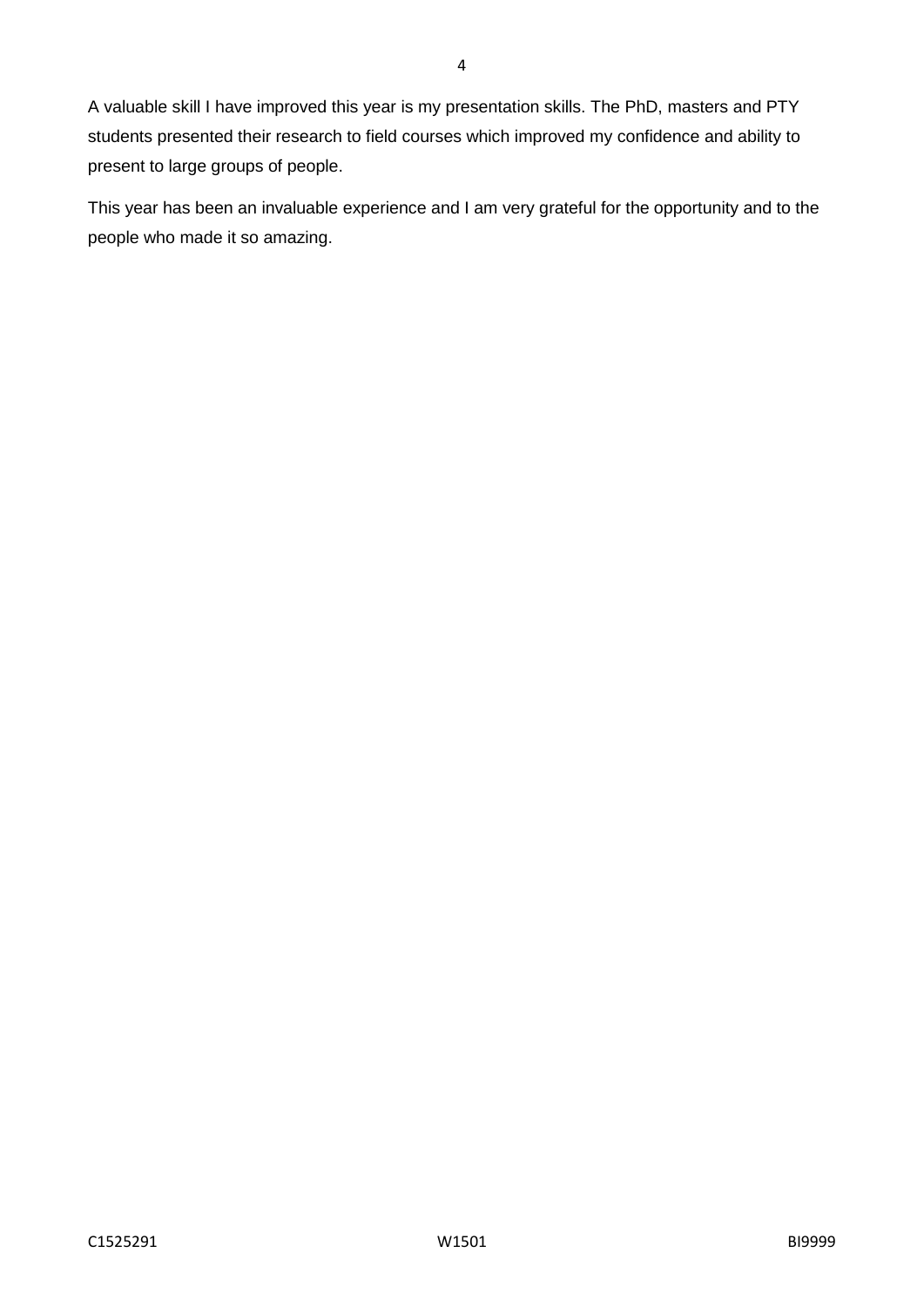A valuable skill I have improved this year is my presentation skills. The PhD, masters and PTY students presented their research to field courses which improved my confidence and ability to present to large groups of people.

This year has been an invaluable experience and I am very grateful for the opportunity and to the people who made it so amazing.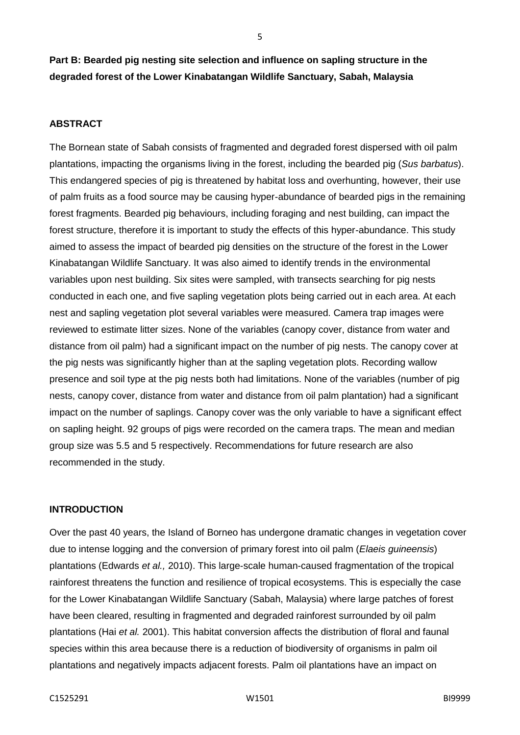**Part B: Bearded pig nesting site selection and influence on sapling structure in the degraded forest of the Lower Kinabatangan Wildlife Sanctuary, Sabah, Malaysia**

**ABSTRACT**

The Bornean state of Sabah consists of fragmented and degraded forest dispersed with oil palm plantations, impacting the organisms living in the forest, including the bearded pig (*Sus barbatus*). This endangered species of pig is threatened by habitat loss and overhunting, however, their use of palm fruits as a food source may be causing hyper-abundance of bearded pigs in the remaining forest fragments. Bearded pig behaviours, including foraging and nest building, can impact the forest structure, therefore it is important to study the effects of this hyper-abundance. This study aimed to assess the impact of bearded pig densities on the structure of the forest in the Lower Kinabatangan Wildlife Sanctuary. It was also aimed to identify trends in the environmental variables upon nest building. Six sites were sampled, with transects searching for pig nests conducted in each one, and five sapling vegetation plots being carried out in each area. At each nest and sapling vegetation plot several variables were measured. Camera trap images were reviewed to estimate litter sizes. None of the variables (canopy cover, distance from water and distance from oil palm) had a significant impact on the number of pig nests. The canopy cover at the pig nests was significantly higher than at the sapling vegetation plots. Recording wallow presence and soil type at the pig nests both had limitations. None of the variables (number of pig nests, canopy cover, distance from water and distance from oil palm plantation) had a significant impact on the number of saplings. Canopy cover was the only variable to have a significant effect on sapling height. 92 groups of pigs were recorded on the camera traps. The mean and median group size was 5.5 and 5 respectively. Recommendations for future research are also recommended in the study.

**INTRODUCTION**

Over the past 40 years, the Island of Borneo has undergone dramatic changes in vegetation cover due to intense logging and the conversion of primary forest into oil palm (*Elaeis guineensis*) plantations (Edwards *et al.,* 2010). This large-scale human-caused fragmentation of the tropical rainforest threatens the function and resilience of tropical ecosystems. This is especially the case for the Lower Kinabatangan Wildlife Sanctuary (Sabah, Malaysia) where large patches of forest have been cleared, resulting in fragmented and degraded rainforest surrounded by oil palm plantations (Hai *et al.* 2001). This habitat conversion affects the distribution of floral and faunal species within this area because there is a reduction of biodiversity of organisms in palm oil plantations and negatively impacts adjacent forests. Palm oil plantations have an impact on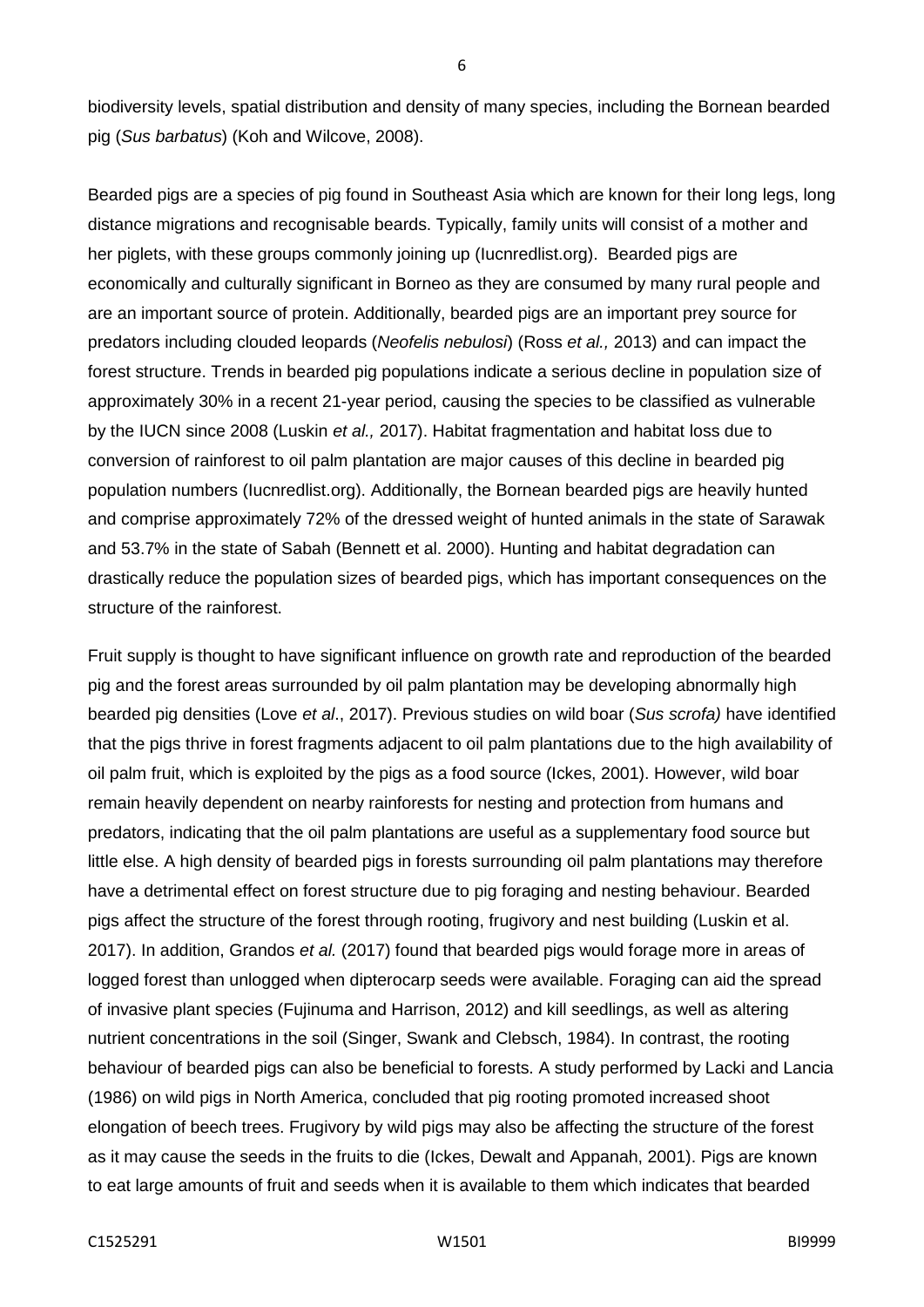biodiversity levels, spatial distribution and density of many species, including the Bornean bearded pig (*Sus barbatus*) (Koh and Wilcove, 2008).

Bearded pigs are a species of pig found in Southeast Asia which are known for their long legs, long distance migrations and recognisable beards. Typically, family units will consist of a mother and her piglets, with these groups commonly joining up (Iucnredlist.org). Bearded pigs are economically and culturally significant in Borneo as they are consumed by many rural people and are an important source of protein. Additionally, bearded pigs are an important prey source for predators including clouded leopards (*Neofelis nebulosi*) (Ross *et al.,* 2013) and can impact the forest structure. Trends in bearded pig populations indicate a serious decline in population size of approximately 30% in a recent 21-year period, causing the species to be classified as vulnerable by the IUCN since 2008 (Luskin *et al.,* 2017). Habitat fragmentation and habitat loss due to conversion of rainforest to oil palm plantation are major causes of this decline in bearded pig population numbers (Iucnredlist.org). Additionally, the Bornean bearded pigs are heavily hunted and comprise approximately 72% of the dressed weight of hunted animals in the state of Sarawak and 53.7% in the state of Sabah (Bennett et al. 2000). Hunting and habitat degradation can drastically reduce the population sizes of bearded pigs, which has important consequences on the structure of the rainforest.

Fruit supply is thought to have significant influence on growth rate and reproduction of the bearded pig and the forest areas surrounded by oil palm plantation may be developing abnormally high bearded pig densities (Love *et al*., 2017). Previous studies on wild boar (*Sus scrofa)* have identified that the pigs thrive in forest fragments adjacent to oil palm plantations due to the high availability of oil palm fruit, which is exploited by the pigs as a food source (Ickes, 2001). However, wild boar remain heavily dependent on nearby rainforests for nesting and protection from humans and predators, indicating that the oil palm plantations are useful as a supplementary food source but little else. A high density of bearded pigs in forests surrounding oil palm plantations may therefore have a detrimental effect on forest structure due to pig foraging and nesting behaviour. Bearded pigs affect the structure of the forest through rooting, frugivory and nest building (Luskin et al. 2017). In addition, Grandos *et al.* (2017) found that bearded pigs would forage more in areas of logged forest than unlogged when dipterocarp seeds were available. Foraging can aid the spread of invasive plant species (Fujinuma and Harrison, 2012) and kill seedlings, as well as altering nutrient concentrations in the soil (Singer, Swank and Clebsch, 1984). In contrast, the rooting behaviour of bearded pigs can also be beneficial to forests. A study performed by Lacki and Lancia (1986) on wild pigs in North America, concluded that pig rooting promoted increased shoot elongation of beech trees. Frugivory by wild pigs may also be affecting the structure of the forest as it may cause the seeds in the fruits to die (Ickes, Dewalt and Appanah, 2001). Pigs are known to eat large amounts of fruit and seeds when it is available to them which indicates that bearded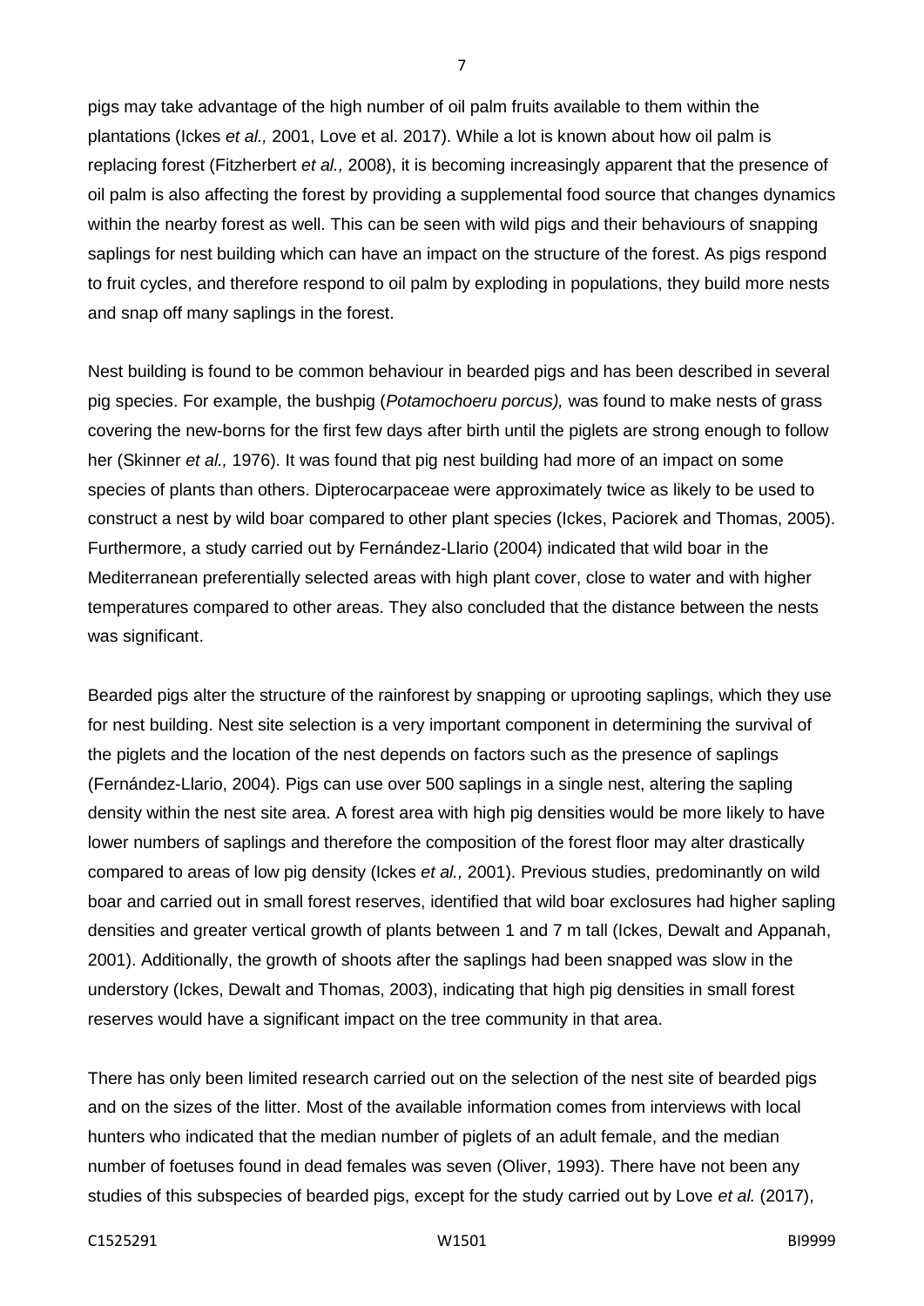pigs may take advantage of the high number of oil palm fruits available to them within the plantations (Ickes *et al.,* 2001, Love et al. 2017). While a lot is known about how oil palm is replacing forest (Fitzherbert *et al.,* 2008), it is becoming increasingly apparent that the presence of oil palm is also affecting the forest by providing a supplemental food source that changes dynamics within the nearby forest as well. This can be seen with wild pigs and their behaviours of snapping saplings for nest building which can have an impact on the structure of the forest. As pigs respond to fruit cycles, and therefore respond to oil palm by exploding in populations, they build more nests and snap off many saplings in the forest.

Nest building is found to be common behaviour in bearded pigs and has been described in several pig species. For example, the bushpig (*Potamochoeru porcus),* was found to make nests of grass covering the new-borns for the first few days after birth until the piglets are strong enough to follow her (Skinner *et al.,* 1976). It was found that pig nest building had more of an impact on some species of plants than others. Dipterocarpaceae were approximately twice as likely to be used to construct a nest by wild boar compared to other plant species (Ickes, Paciorek and Thomas, 2005). Furthermore, a study carried out by Fernández-Llario (2004) indicated that wild boar in the Mediterranean preferentially selected areas with high plant cover, close to water and with higher temperatures compared to other areas. They also concluded that the distance between the nests was significant.

Bearded pigs alter the structure of the rainforest by snapping or uprooting saplings, which they use for nest building. Nest site selection is a very important component in determining the survival of the piglets and the location of the nest depends on factors such as the presence of saplings (Fernández-Llario, 2004). Pigs can use over 500 saplings in a single nest, altering the sapling density within the nest site area. A forest area with high pig densities would be more likely to have lower numbers of saplings and therefore the composition of the forest floor may alter drastically compared to areas of low pig density (Ickes *et al.,* 2001). Previous studies, predominantly on wild boar and carried out in small forest reserves, identified that wild boar exclosures had higher sapling densities and greater vertical growth of plants between 1 and 7 m tall (Ickes, Dewalt and Appanah, 2001). Additionally, the growth of shoots after the saplings had been snapped was slow in the understory (Ickes, Dewalt and Thomas, 2003), indicating that high pig densities in small forest reserves would have a significant impact on the tree community in that area.

There has only been limited research carried out on the selection of the nest site of bearded pigs and on the sizes of the litter. Most of the available information comes from interviews with local hunters who indicated that the median number of piglets of an adult female, and the median number of foetuses found in dead females was seven (Oliver, 1993). There have not been any studies of this subspecies of bearded pigs, except for the study carried out by Love *et al.* (2017),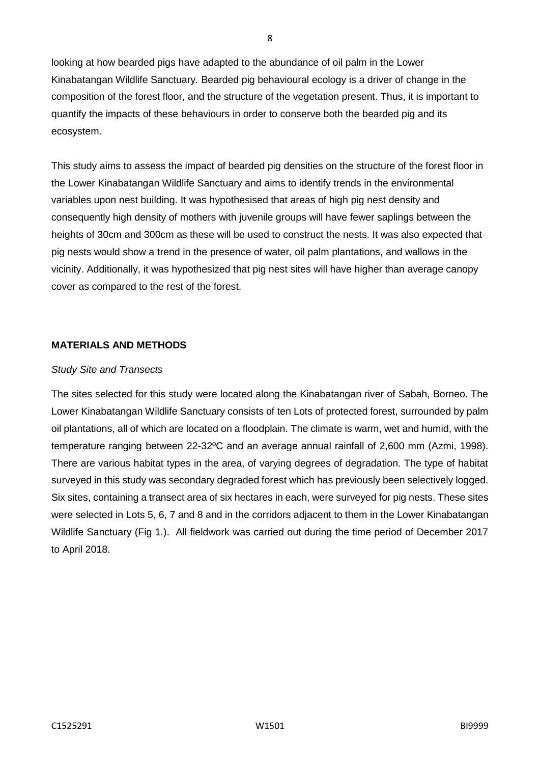looking at how bearded pigs have adapted to the abundance of oil palm in the Lower Kinabatangan Wildlife Sanctuary*.* Bearded pig behavioural ecology is a driver of change in the composition of the forest floor, and the structure of the vegetation present. Thus, it is important to quantify the impacts of these behaviours in order to conserve both the bearded pig and its ecosystem.

This study aims to assess the impact of bearded pig densities on the structure of the forest floor in the Lower Kinabatangan Wildlife Sanctuary and aims to identify trends in the environmental variables upon nest building. It was hypothesised that areas of high pig nest density and consequently high density of mothers with juvenile groups will have fewer saplings between the heights of 30cm and 300cm as these will be used to construct the nests. It was also expected that pig nests would show a trend in the presence of water, oil palm plantations, and wallows in the vicinity. Additionally, it was hypothesized that pig nest sites will have higher than average canopy cover as compared to the rest of the forest.

## MATERIALS AND METHODS

### *Study Site and Transects*

The sites selected for this study were located along the Kinabatangan river of Sabah, Borneo. The Lower Kinabatangan Wildlife Sanctuary consists of ten Lots of protected forest, surrounded by palm oil plantations, all of which are located on a floodplain. The climate is warm, wet and humid, with the temperature ranging between 22-32ºC and an average annual rainfall of 2,600 mm (Azmi, 1998). There are various habitat types in the area, of varying degrees of degradation. The type of habitat surveyed in this study was secondary degraded forest which has previously been selectively logged. Six sites, containing a transect area of six hectares in each, were surveyed for pig nests. These sites were selected in Lots 5, 6, 7 and 8 and in the corridors adjacent to them in the Lower Kinabatangan Wildlife Sanctuary (Fig 1.). All fieldwork was carried out during the time period of December 2017 to April 2018.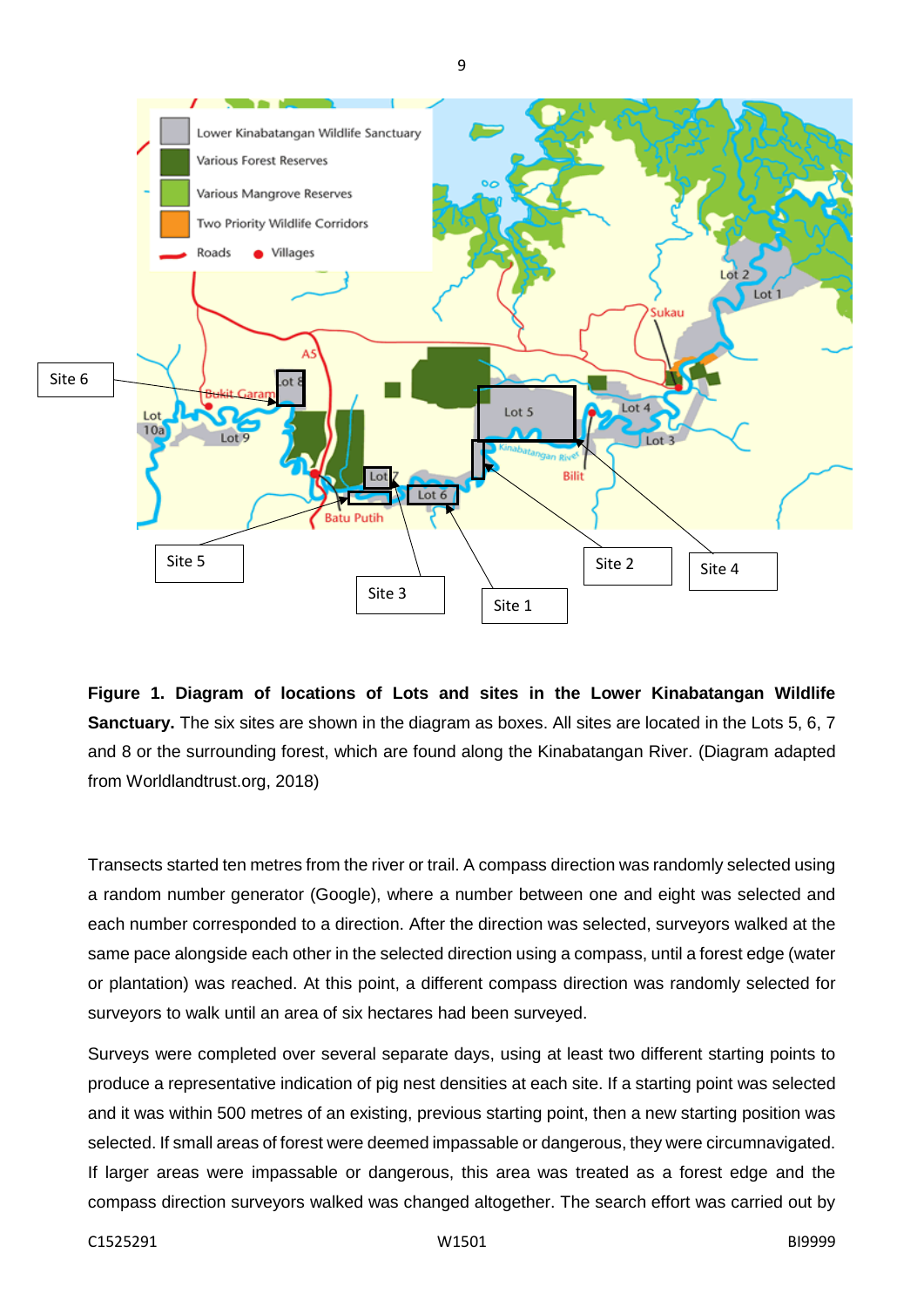**Figure 1. Diagram of locations of Lots and sites in the Lower Kinabatangan Wildlife Sanctuary.** The six sites are shown in the diagram as boxes. All sites are located in the Lots 5, 6, 7 and 8 or the surrounding forest, which are found along the Kinabatangan River. (Diagram adapted from Worldlandtrust.org, 2018)

Transects started ten metres from the river or trail. A compass direction was randomly selected using a random number generator (Google), where a number between one and eight was selected and each number corresponded to a direction. After the direction was selected, surveyors walked at the same pace alongside each other in the selected direction using a compass, until a forest edge (water or plantation) was reached. At this point, a different compass direction was randomly selected for surveyors to walk until an area of six hectares had been surveyed.

Surveys were completed over several separate days, using at least two different starting points to produce a representative indication of pig nest densities at each site. If a starting point was selected and it was within 500 metres of an existing, previous starting point, then a new starting position was selected. If small areas of forest were deemed impassable or dangerous, they were circumnavigated. If larger areas were impassable or dangerous, this area was treated as a forest edge and the compass direction surveyors walked was changed altogether. The search effort was carried out by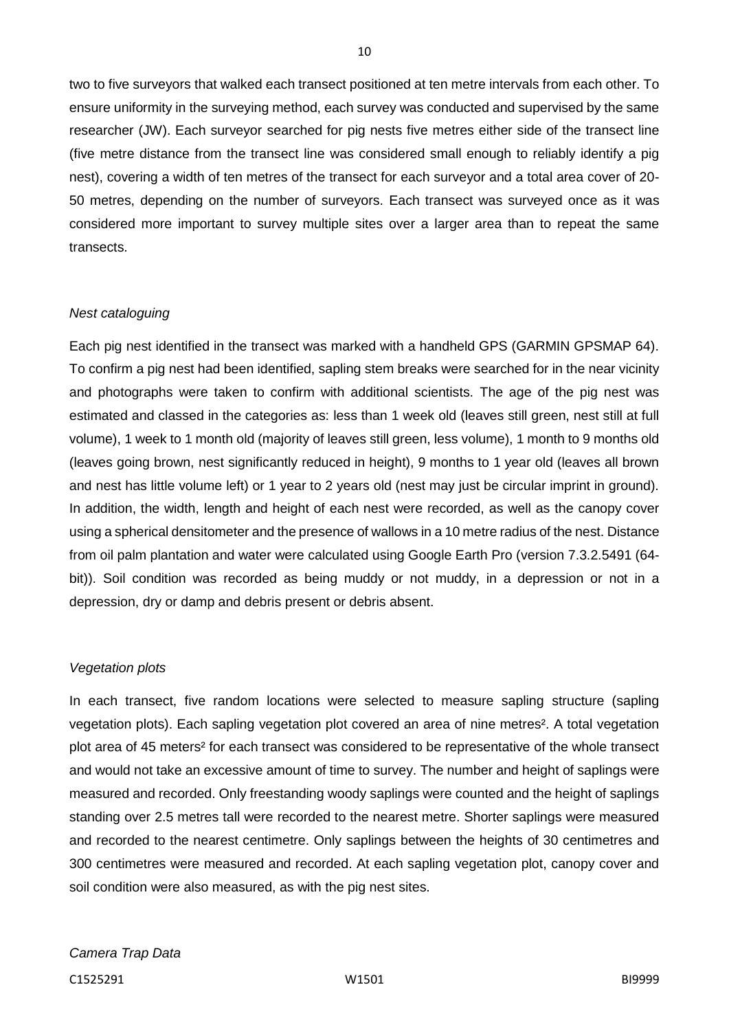two to five surveyors that walked each transect positioned at ten metre intervals from each other. To ensure uniformity in the surveying method, each survey was conducted and supervised by the same researcher (JW). Each surveyor searched for pig nests five metres either side of the transect line (five metre distance from the transect line was considered small enough to reliably identify a pig nest), covering a width of ten metres of the transect for each surveyor and a total area cover of 20-50 metres, depending on the number of surveyors. Each transect was surveyed once as it was considered more important to survey multiple sites over a larger area than to repeat the same transects.

*Nest cataloguing*

Each pig nest identified in the transect was marked with a handheld GPS (GARMIN GPSMAP 64). To confirm a pig nest had been identified, sapling stem breaks were searched for in the near vicinity and photographs were taken to confirm with additional scientists. The age of the pig nest was estimated and classed in the categories as: less than 1 week old (leaves still green, nest still at full volume), 1 week to 1 month old (majority of leaves still green, less volume), 1 month to 9 months old (leaves going brown, nest significantly reduced in height), 9 months to 1 year old (leaves all brown and nest has little volume left) or 1 year to 2 years old (nest may just be circular imprint in ground). In addition, the width, length and height of each nest were recorded, as well as the canopy cover using a spherical densitometer and the presence of wallows in a 10 metre radius of the nest. Distance from oil palm plantation and water were calculated using Google Earth Pro (version 7.3.2.5491 (64-bit)). Soil condition was recorded as being muddy or not muddy, in a depression or not in a depression, dry or damp and debris present or debris absent.

*Vegetation plots*

In each transect, five random locations were selected to measure sapling structure (sapling vegetation plots). Each sapling vegetation plot covered an area of nine metres². A total vegetation plot area of 45 meters² for each transect was considered to be representative of the whole transect and would not take an excessive amount of time to survey. The number and height of saplings were measured and recorded. Only freestanding woody saplings were counted and the height of saplings standing over 2.5 metres tall were recorded to the nearest metre. Shorter saplings were measured and recorded to the nearest centimetre. Only saplings between the heights of 30 centimetres and 300 centimetres were measured and recorded. At each sapling vegetation plot, canopy cover and soil condition were also measured, as with the pig nest sites.

*Camera Trap Data*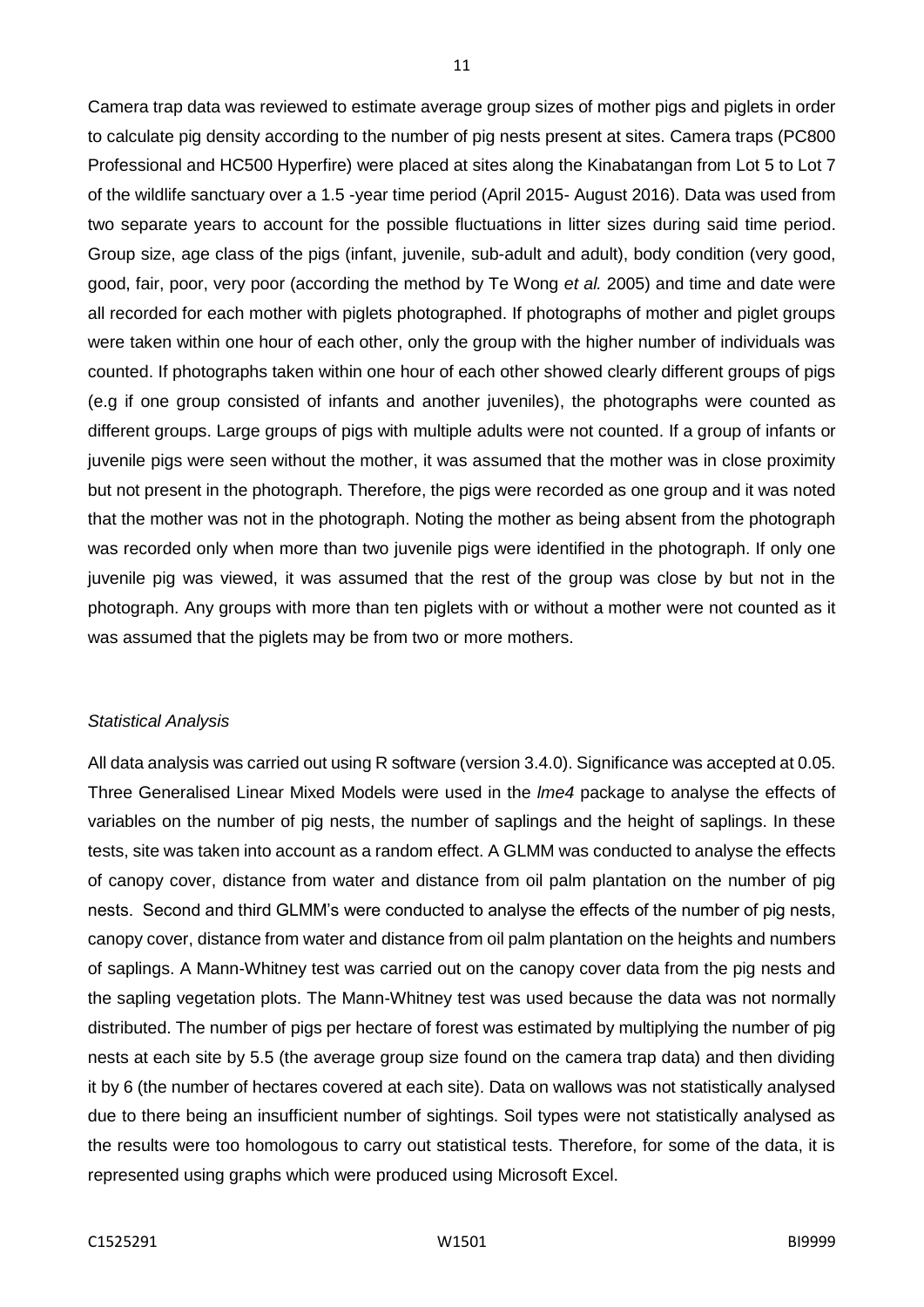Camera trap data was reviewed to estimate average group sizes of mother pigs and piglets in order to calculate pig density according to the number of pig nests present at sites. Camera traps (PC800 Professional and HC500 Hyperfire) were placed at sites along the Kinabatangan from Lot 5 to Lot 7 of the wildlife sanctuary over a 1.5 -year time period (April 2015- August 2016). Data was used from two separate years to account for the possible fluctuations in litter sizes during said time period. Group size, age class of the pigs (infant, juvenile, sub-adult and adult), body condition (very good, good, fair, poor, very poor (according the method by Te Wong *et al.* 2005) and time and date were all recorded for each mother with piglets photographed. If photographs of mother and piglet groups were taken within one hour of each other, only the group with the higher number of individuals was counted. If photographs taken within one hour of each other showed clearly different groups of pigs (e.g if one group consisted of infants and another juveniles), the photographs were counted as different groups. Large groups of pigs with multiple adults were not counted. If a group of infants or juvenile pigs were seen without the mother, it was assumed that the mother was in close proximity but not present in the photograph. Therefore, the pigs were recorded as one group and it was noted that the mother was not in the photograph. Noting the mother as being absent from the photograph was recorded only when more than two juvenile pigs were identified in the photograph. If only one juvenile pig was viewed, it was assumed that the rest of the group was close by but not in the photograph. Any groups with more than ten piglets with or without a mother were not counted as it was assumed that the piglets may be from two or more mothers.

*Statistical Analysis*

All data analysis was carried out using R software (version 3.4.0). Significance was accepted at 0.05. Three Generalised Linear Mixed Models were used in the *lme4* package to analyse the effects of variables on the number of pig nests, the number of saplings and the height of saplings. In these tests, site was taken into account as a random effect. A GLMM was conducted to analyse the effects of canopy cover, distance from water and distance from oil palm plantation on the number of pig nests. Second and third GLMM's were conducted to analyse the effects of the number of pig nests, canopy cover, distance from water and distance from oil palm plantation on the heights and numbers of saplings. A Mann-Whitney test was carried out on the canopy cover data from the pig nests and the sapling vegetation plots. The Mann-Whitney test was used because the data was not normally distributed. The number of pigs per hectare of forest was estimated by multiplying the number of pig nests at each site by 5.5 (the average group size found on the camera trap data) and then dividing it by 6 (the number of hectares covered at each site). Data on wallows was not statistically analysed due to there being an insufficient number of sightings. Soil types were not statistically analysed as the results were too homologous to carry out statistical tests. Therefore, for some of the data, it is represented using graphs which were produced using Microsoft Excel.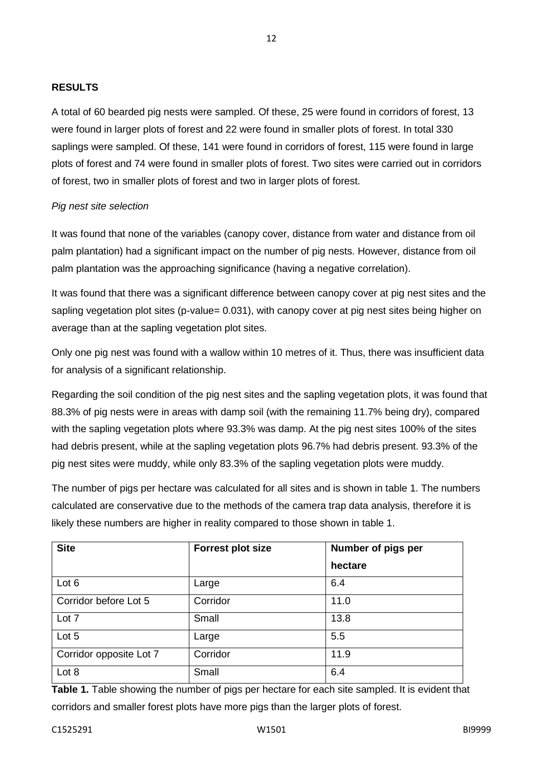**RESULTS**

A total of 60 bearded pig nests were sampled. Of these, 25 were found in corridors of forest, 13 were found in larger plots of forest and 22 were found in smaller plots of forest. In total 330 saplings were sampled. Of these, 141 were found in corridors of forest, 115 were found in large plots of forest and 74 were found in smaller plots of forest. Two sites were carried out in corridors of forest, two in smaller plots of forest and two in larger plots of forest.

*Pig nest site selection*

It was found that none of the variables (canopy cover, distance from water and distance from oil palm plantation) had a significant impact on the number of pig nests. However, distance from oil palm plantation was the approaching significance (having a negative correlation).

It was found that there was a significant difference between canopy cover at pig nest sites and the sapling vegetation plot sites (p-value= 0.031), with canopy cover at pig nest sites being higher on average than at the sapling vegetation plot sites.

Only one pig nest was found with a wallow within 10 metres of it. Thus, there was insufficient data for analysis of a significant relationship.

Regarding the soil condition of the pig nest sites and the sapling vegetation plots, it was found that 88.3% of pig nests were in areas with damp soil (with the remaining 11.7% being dry), compared with the sapling vegetation plots where 93.3% was damp. At the pig nest sites 100% of the sites had debris present, while at the sapling vegetation plots 96.7% had debris present. 93.3% of the pig nest sites were muddy, while only 83.3% of the sapling vegetation plots were muddy.

The number of pigs per hectare was calculated for all sites and is shown in table 1. The numbers calculated are conservative due to the methods of the camera trap data analysis, therefore it is likely these numbers are higher in reality compared to those shown in table 1.

| **Site** | **Forrest plot size** | **Number of pigs per hectare** |
|---|---|---|
| Lot 6 | Large | 6.4 |
| Corridor before Lot 5 | Corridor | 11.0 |
| Lot 7 | Small | 13.8 |
| Lot 5 | Large | 5.5 |
| Corridor opposite Lot 7 | Corridor | 11.9 |
| Lot 8 | Small | 6.4 |

**Table 1.** Table showing the number of pigs per hectare for each site sampled. It is evident that corridors and smaller forest plots have more pigs than the larger plots of forest.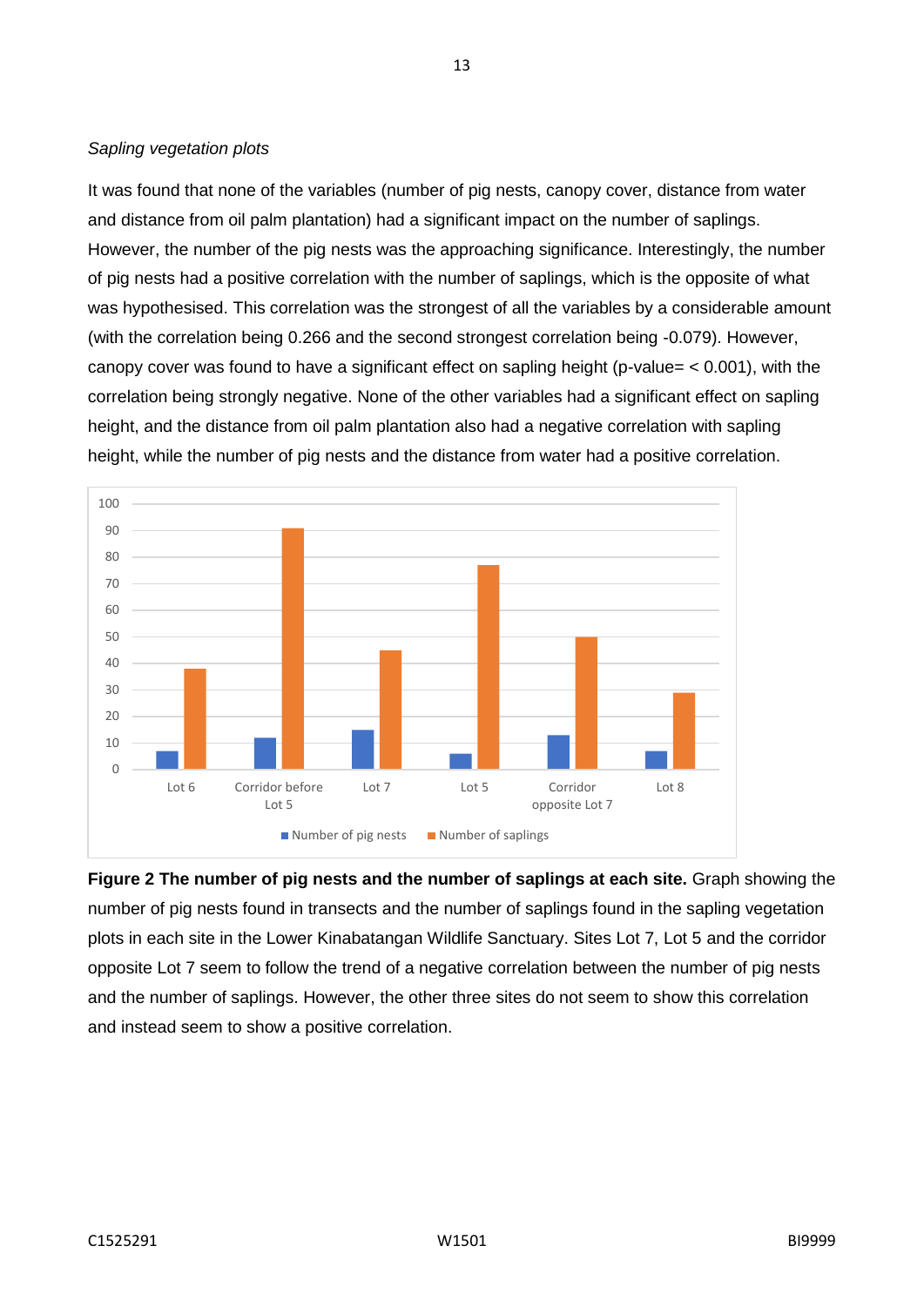*Sapling vegetation plots*

It was found that none of the variables (number of pig nests, canopy cover, distance from water and distance from oil palm plantation) had a significant impact on the number of saplings. However, the number of the pig nests was the approaching significance. Interestingly, the number of pig nests had a positive correlation with the number of saplings, which is the opposite of what was hypothesised. This correlation was the strongest of all the variables by a considerable amount (with the correlation being 0.266 and the second strongest correlation being -0.079). However, canopy cover was found to have a significant effect on sapling height (p-value= < 0.001), with the correlation being strongly negative. None of the other variables had a significant effect on sapling height, and the distance from oil palm plantation also had a negative correlation with sapling height, while the number of pig nests and the distance from water had a positive correlation.

**Figure 2 The number of pig nests and the number of saplings at each site.** Graph showing the number of pig nests found in transects and the number of saplings found in the sapling vegetation plots in each site in the Lower Kinabatangan Wildlife Sanctuary. Sites Lot 7, Lot 5 and the corridor opposite Lot 7 seem to follow the trend of a negative correlation between the number of pig nests and the number of saplings. However, the other three sites do not seem to show this correlation and instead seem to show a positive correlation.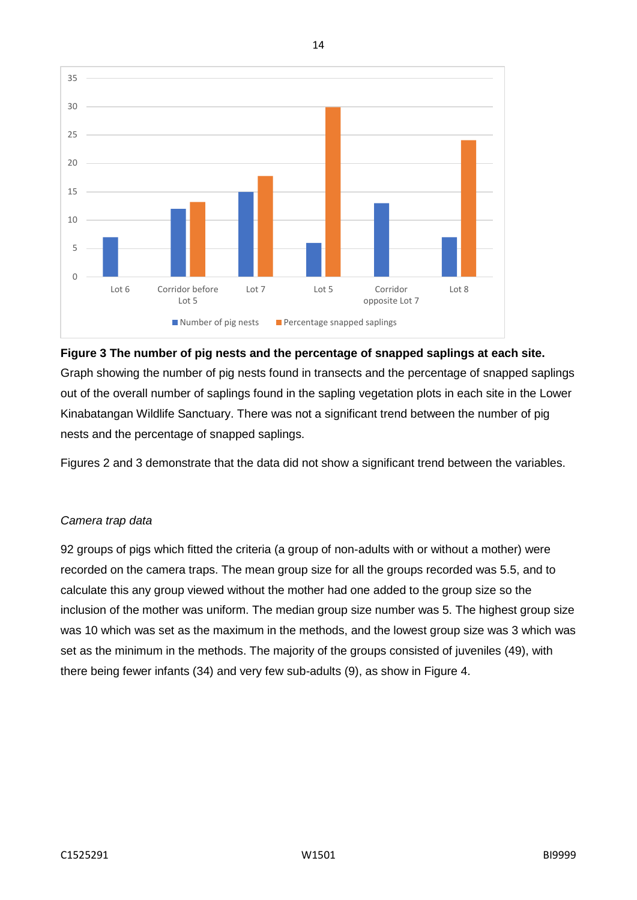**Figure 3 The number of pig nests and the percentage of snapped saplings at each site.** Graph showing the number of pig nests found in transects and the percentage of snapped saplings out of the overall number of saplings found in the sapling vegetation plots in each site in the Lower Kinabatangan Wildlife Sanctuary. There was not a significant trend between the number of pig nests and the percentage of snapped saplings.

Figures 2 and 3 demonstrate that the data did not show a significant trend between the variables.

*Camera trap data*

92 groups of pigs which fitted the criteria (a group of non-adults with or without a mother) were recorded on the camera traps. The mean group size for all the groups recorded was 5.5, and to calculate this any group viewed without the mother had one added to the group size so the inclusion of the mother was uniform. The median group size number was 5. The highest group size was 10 which was set as the maximum in the methods, and the lowest group size was 3 which was set as the minimum in the methods. The majority of the groups consisted of juveniles (49), with there being fewer infants (34) and very few sub-adults (9), as show in Figure 4.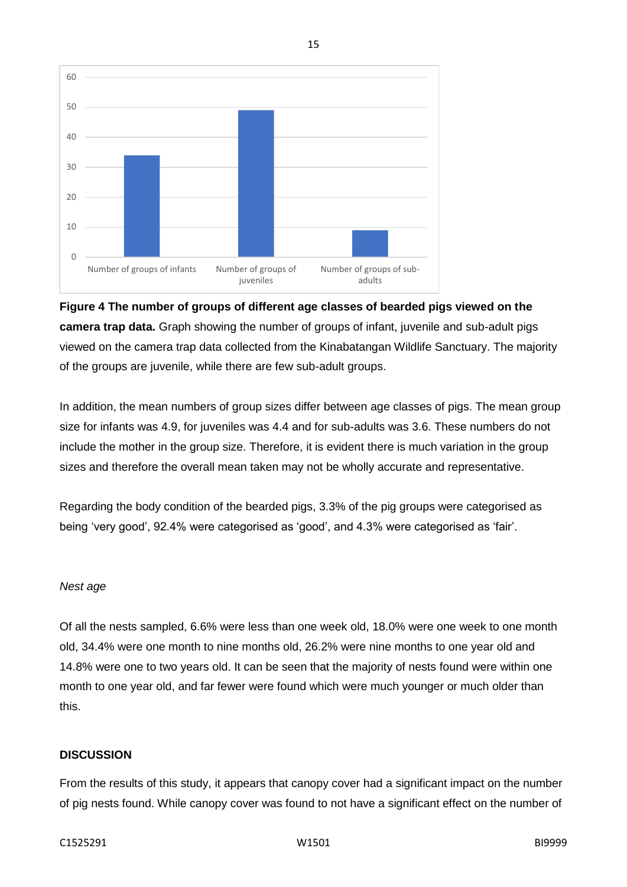**Figure 4 The number of groups of different age classes of bearded pigs viewed on the camera trap data.** Graph showing the number of groups of infant, juvenile and sub-adult pigs viewed on the camera trap data collected from the Kinabatangan Wildlife Sanctuary. The majority of the groups are juvenile, while there are few sub-adult groups.

In addition, the mean numbers of group sizes differ between age classes of pigs. The mean group size for infants was 4.9, for juveniles was 4.4 and for sub-adults was 3.6. These numbers do not include the mother in the group size. Therefore, it is evident there is much variation in the group sizes and therefore the overall mean taken may not be wholly accurate and representative.

Regarding the body condition of the bearded pigs, 3.3% of the pig groups were categorised as being 'very good', 92.4% were categorised as 'good', and 4.3% were categorised as 'fair'.

*Nest age*

Of all the nests sampled, 6.6% were less than one week old, 18.0% were one week to one month old, 34.4% were one month to nine months old, 26.2% were nine months to one year old and 14.8% were one to two years old. It can be seen that the majority of nests found were within one month to one year old, and far fewer were found which were much younger or much older than this.

## DISCUSSION

From the results of this study, it appears that canopy cover had a significant impact on the number of pig nests found. While canopy cover was found to not have a significant effect on the number of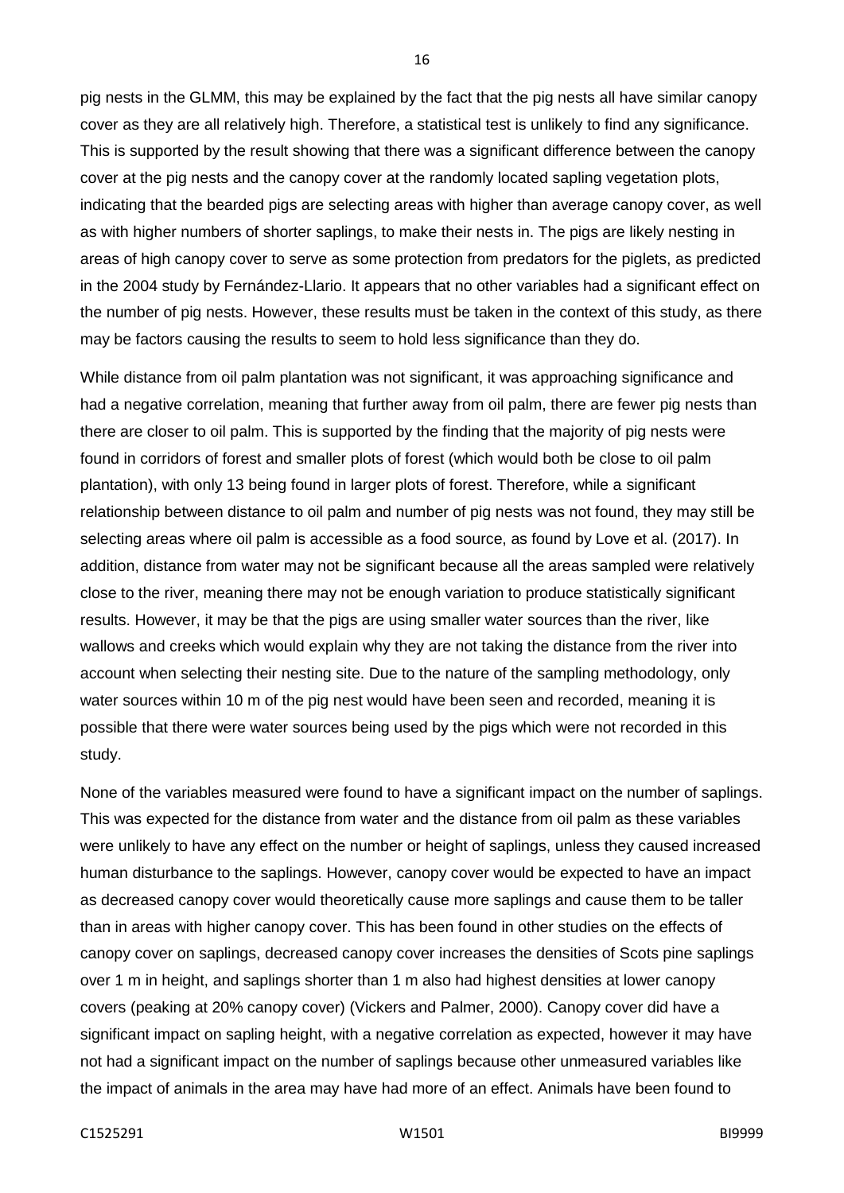pig nests in the GLMM, this may be explained by the fact that the pig nests all have similar canopy cover as they are all relatively high. Therefore, a statistical test is unlikely to find any significance. This is supported by the result showing that there was a significant difference between the canopy cover at the pig nests and the canopy cover at the randomly located sapling vegetation plots, indicating that the bearded pigs are selecting areas with higher than average canopy cover, as well as with higher numbers of shorter saplings, to make their nests in. The pigs are likely nesting in areas of high canopy cover to serve as some protection from predators for the piglets, as predicted in the 2004 study by Fernández-Llario. It appears that no other variables had a significant effect on the number of pig nests. However, these results must be taken in the context of this study, as there may be factors causing the results to seem to hold less significance than they do.

While distance from oil palm plantation was not significant, it was approaching significance and had a negative correlation, meaning that further away from oil palm, there are fewer pig nests than there are closer to oil palm. This is supported by the finding that the majority of pig nests were found in corridors of forest and smaller plots of forest (which would both be close to oil palm plantation), with only 13 being found in larger plots of forest. Therefore, while a significant relationship between distance to oil palm and number of pig nests was not found, they may still be selecting areas where oil palm is accessible as a food source, as found by Love et al. (2017). In addition, distance from water may not be significant because all the areas sampled were relatively close to the river, meaning there may not be enough variation to produce statistically significant results. However, it may be that the pigs are using smaller water sources than the river, like wallows and creeks which would explain why they are not taking the distance from the river into account when selecting their nesting site. Due to the nature of the sampling methodology, only water sources within 10 m of the pig nest would have been seen and recorded, meaning it is possible that there were water sources being used by the pigs which were not recorded in this study.

None of the variables measured were found to have a significant impact on the number of saplings. This was expected for the distance from water and the distance from oil palm as these variables were unlikely to have any effect on the number or height of saplings, unless they caused increased human disturbance to the saplings. However, canopy cover would be expected to have an impact as decreased canopy cover would theoretically cause more saplings and cause them to be taller than in areas with higher canopy cover. This has been found in other studies on the effects of canopy cover on saplings, decreased canopy cover increases the densities of Scots pine saplings over 1 m in height, and saplings shorter than 1 m also had highest densities at lower canopy covers (peaking at 20% canopy cover) (Vickers and Palmer, 2000). Canopy cover did have a significant impact on sapling height, with a negative correlation as expected, however it may have not had a significant impact on the number of saplings because other unmeasured variables like the impact of animals in the area may have had more of an effect. Animals have been found to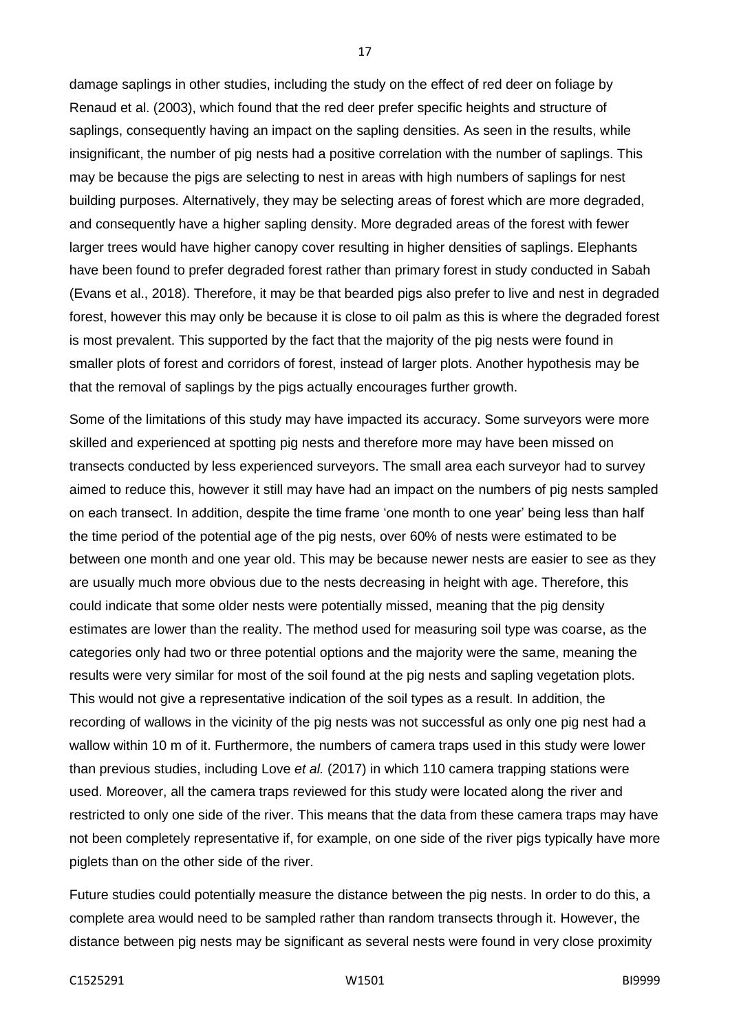damage saplings in other studies, including the study on the effect of red deer on foliage by Renaud et al. (2003), which found that the red deer prefer specific heights and structure of saplings, consequently having an impact on the sapling densities. As seen in the results, while insignificant, the number of pig nests had a positive correlation with the number of saplings. This may be because the pigs are selecting to nest in areas with high numbers of saplings for nest building purposes. Alternatively, they may be selecting areas of forest which are more degraded, and consequently have a higher sapling density. More degraded areas of the forest with fewer larger trees would have higher canopy cover resulting in higher densities of saplings. Elephants have been found to prefer degraded forest rather than primary forest in study conducted in Sabah (Evans et al., 2018). Therefore, it may be that bearded pigs also prefer to live and nest in degraded forest, however this may only be because it is close to oil palm as this is where the degraded forest is most prevalent. This supported by the fact that the majority of the pig nests were found in smaller plots of forest and corridors of forest, instead of larger plots. Another hypothesis may be that the removal of saplings by the pigs actually encourages further growth.

Some of the limitations of this study may have impacted its accuracy. Some surveyors were more skilled and experienced at spotting pig nests and therefore more may have been missed on transects conducted by less experienced surveyors. The small area each surveyor had to survey aimed to reduce this, however it still may have had an impact on the numbers of pig nests sampled on each transect. In addition, despite the time frame 'one month to one year' being less than half the time period of the potential age of the pig nests, over 60% of nests were estimated to be between one month and one year old. This may be because newer nests are easier to see as they are usually much more obvious due to the nests decreasing in height with age. Therefore, this could indicate that some older nests were potentially missed, meaning that the pig density estimates are lower than the reality. The method used for measuring soil type was coarse, as the categories only had two or three potential options and the majority were the same, meaning the results were very similar for most of the soil found at the pig nests and sapling vegetation plots. This would not give a representative indication of the soil types as a result. In addition, the recording of wallows in the vicinity of the pig nests was not successful as only one pig nest had a wallow within 10 m of it. Furthermore, the numbers of camera traps used in this study were lower than previous studies, including Love *et al.* (2017) in which 110 camera trapping stations were used. Moreover, all the camera traps reviewed for this study were located along the river and restricted to only one side of the river. This means that the data from these camera traps may have not been completely representative if, for example, on one side of the river pigs typically have more piglets than on the other side of the river.

Future studies could potentially measure the distance between the pig nests. In order to do this, a complete area would need to be sampled rather than random transects through it. However, the distance between pig nests may be significant as several nests were found in very close proximity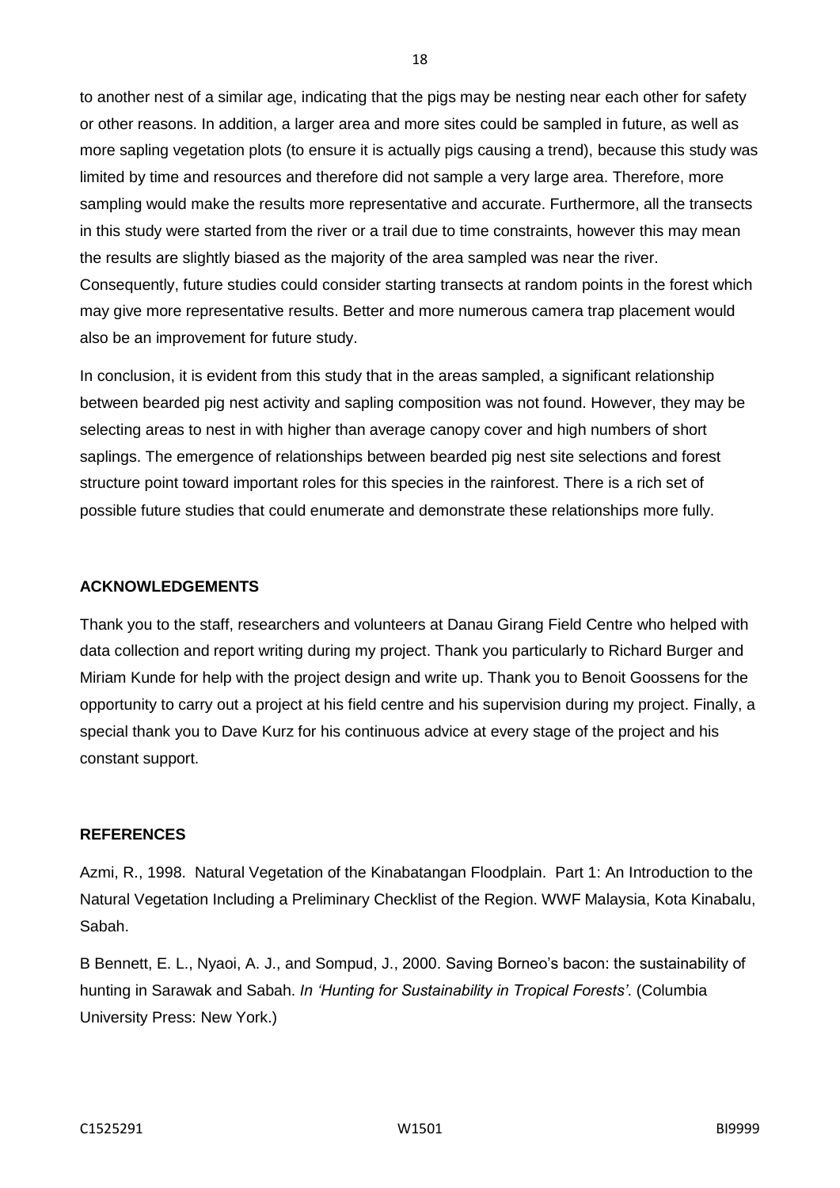to another nest of a similar age, indicating that the pigs may be nesting near each other for safety or other reasons. In addition, a larger area and more sites could be sampled in future, as well as more sapling vegetation plots (to ensure it is actually pigs causing a trend), because this study was limited by time and resources and therefore did not sample a very large area. Therefore, more sampling would make the results more representative and accurate. Furthermore, all the transects in this study were started from the river or a trail due to time constraints, however this may mean the results are slightly biased as the majority of the area sampled was near the river. Consequently, future studies could consider starting transects at random points in the forest which may give more representative results. Better and more numerous camera trap placement would also be an improvement for future study.

In conclusion, it is evident from this study that in the areas sampled, a significant relationship between bearded pig nest activity and sapling composition was not found. However, they may be selecting areas to nest in with higher than average canopy cover and high numbers of short saplings. The emergence of relationships between bearded pig nest site selections and forest structure point toward important roles for this species in the rainforest. There is a rich set of possible future studies that could enumerate and demonstrate these relationships more fully.

## ACKNOWLEDGEMENTS

Thank you to the staff, researchers and volunteers at Danau Girang Field Centre who helped with data collection and report writing during my project. Thank you particularly to Richard Burger and Miriam Kunde for help with the project design and write up. Thank you to Benoit Goossens for the opportunity to carry out a project at his field centre and his supervision during my project. Finally, a special thank you to Dave Kurz for his continuous advice at every stage of the project and his constant support.

## REFERENCES

Azmi, R., 1998. Natural Vegetation of the Kinabatangan Floodplain. Part 1: An Introduction to the Natural Vegetation Including a Preliminary Checklist of the Region. WWF Malaysia, Kota Kinabalu, Sabah.

B Bennett, E. L., Nyaoi, A. J., and Sompud, J., 2000. Saving Borneo's bacon: the sustainability of hunting in Sarawak and Sabah. *In 'Hunting for Sustainability in Tropical Forests'*. (Columbia University Press: New York.)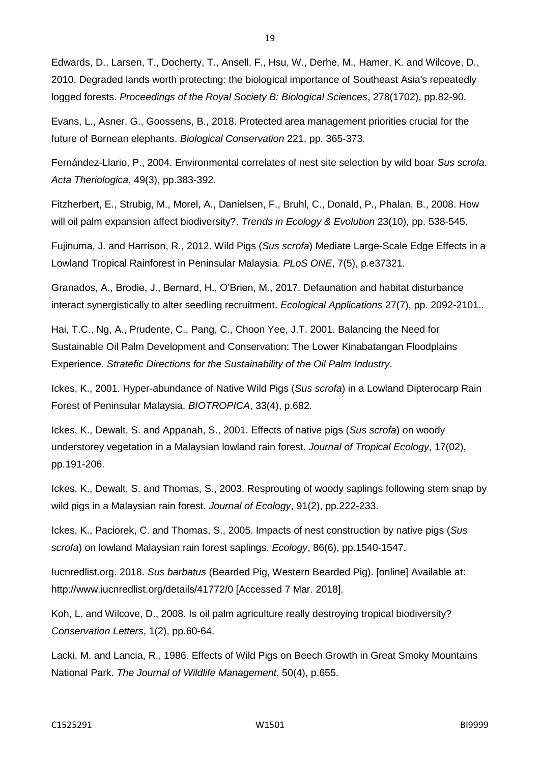Edwards, D., Larsen, T., Docherty, T., Ansell, F., Hsu, W., Derhe, M., Hamer, K. and Wilcove, D., 2010. Degraded lands worth protecting: the biological importance of Southeast Asia's repeatedly logged forests. *Proceedings of the Royal Society B: Biological Sciences*, 278(1702), pp.82-90.

Evans, L., Asner, G., Goossens, B., 2018. Protected area management priorities crucial for the future of Bornean elephants. *Biological Conservation* 221, pp. 365-373.

Fernández-Llario, P., 2004. Environmental correlates of nest site selection by wild boar *Sus scrofa*. *Acta Theriologica*, 49(3), pp.383-392.

Fitzherbert, E., Strubig, M., Morel, A., Danielsen, F., Bruhl, C., Donald, P., Phalan, B., 2008. How will oil palm expansion affect biodiversity?. *Trends in Ecology & Evolution* 23(10), pp. 538-545.

Fujinuma, J. and Harrison, R., 2012. Wild Pigs (*Sus scrofa*) Mediate Large-Scale Edge Effects in a Lowland Tropical Rainforest in Peninsular Malaysia. *PLoS ONE*, 7(5), p.e37321.

Granados, A., Brodie, J., Bernard, H., O'Brien, M., 2017. Defaunation and habitat disturbance interact synergistically to alter seedling recruitment. *Ecological Applications* 27(7), pp. 2092-2101..

Hai, T.C., Ng, A., Prudente, C., Pang, C., Choon Yee, J.T. 2001. Balancing the Need for Sustainable Oil Palm Development and Conservation: The Lower Kinabatangan Floodplains Experience. *Stratefic Directions for the Sustainability of the Oil Palm Industry*.

Ickes, K., 2001. Hyper-abundance of Native Wild Pigs (*Sus scrofa*) in a Lowland Dipterocarp Rain Forest of Peninsular Malaysia. *BIOTROPICA*, 33(4), p.682.

Ickes, K., Dewalt, S. and Appanah, S., 2001. Effects of native pigs (*Sus scrofa*) on woody understorey vegetation in a Malaysian lowland rain forest. *Journal of Tropical Ecology*, 17(02), pp.191-206.

Ickes, K., Dewalt, S. and Thomas, S., 2003. Resprouting of woody saplings following stem snap by wild pigs in a Malaysian rain forest. *Journal of Ecology*, 91(2), pp.222-233.

Ickes, K., Paciorek, C. and Thomas, S., 2005. Impacts of nest construction by native pigs (*Sus scrofa*) on lowland Malaysian rain forest saplings. *Ecology*, 86(6), pp.1540-1547.

Iucnredlist.org. 2018. *Sus barbatus* (Bearded Pig, Western Bearded Pig). [online] Available at: http://www.iucnredlist.org/details/41772/0 [Accessed 7 Mar. 2018].

Koh, L. and Wilcove, D., 2008. Is oil palm agriculture really destroying tropical biodiversity? *Conservation Letters*, 1(2), pp.60-64.

Lacki, M. and Lancia, R., 1986. Effects of Wild Pigs on Beech Growth in Great Smoky Mountains National Park. *The Journal of Wildlife Management*, 50(4), p.655.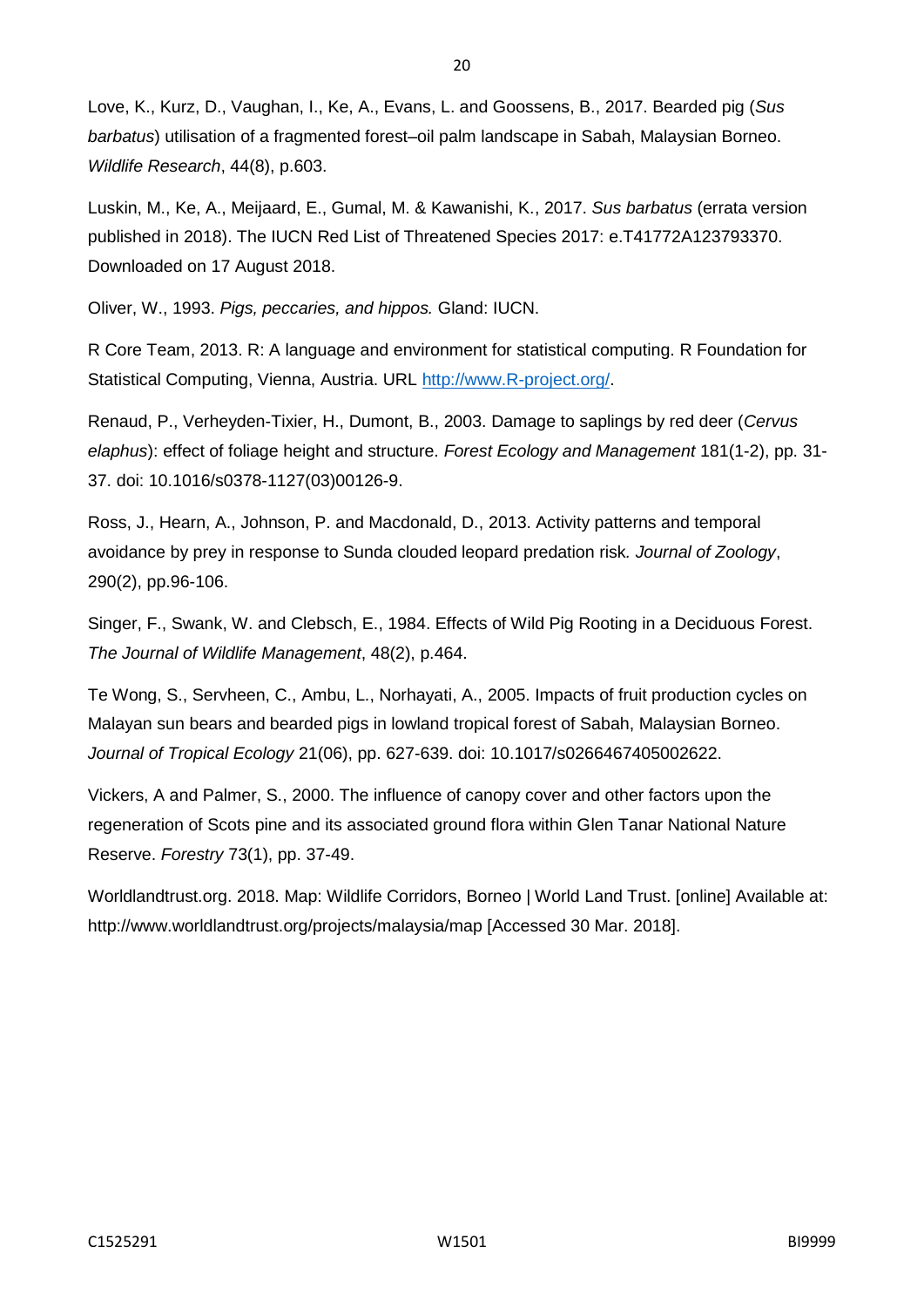Love, K., Kurz, D., Vaughan, I., Ke, A., Evans, L. and Goossens, B., 2017. Bearded pig (*Sus barbatus*) utilisation of a fragmented forest–oil palm landscape in Sabah, Malaysian Borneo. *Wildlife Research*, 44(8), p.603.

Luskin, M., Ke, A., Meijaard, E., Gumal, M. & Kawanishi, K., 2017. *Sus barbatus* (errata version published in 2018). The IUCN Red List of Threatened Species 2017: e.T41772A123793370. Downloaded on 17 August 2018.

Oliver, W., 1993. *Pigs, peccaries, and hippos.* Gland: IUCN.

R Core Team, 2013. R: A language and environment for statistical computing. R Foundation for Statistical Computing, Vienna, Austria. URL http://www.R-project.org/.

Renaud, P., Verheyden-Tixier, H., Dumont, B., 2003. Damage to saplings by red deer (*Cervus elaphus*): effect of foliage height and structure. *Forest Ecology and Management* 181(1-2), pp. 31-37. doi: 10.1016/s0378-1127(03)00126-9.

Ross, J., Hearn, A., Johnson, P. and Macdonald, D., 2013. Activity patterns and temporal avoidance by prey in response to Sunda clouded leopard predation risk*. Journal of Zoology*, 290(2), pp.96-106.

Singer, F., Swank, W. and Clebsch, E., 1984. Effects of Wild Pig Rooting in a Deciduous Forest. *The Journal of Wildlife Management*, 48(2), p.464.

Te Wong, S., Servheen, C., Ambu, L., Norhayati, A., 2005. Impacts of fruit production cycles on Malayan sun bears and bearded pigs in lowland tropical forest of Sabah, Malaysian Borneo. *Journal of Tropical Ecology* 21(06), pp. 627-639. doi: 10.1017/s0266467405002622.

Vickers, A and Palmer, S., 2000. The influence of canopy cover and other factors upon the regeneration of Scots pine and its associated ground flora within Glen Tanar National Nature Reserve. *Forestry* 73(1), pp. 37-49.

Worldlandtrust.org. 2018. Map: Wildlife Corridors, Borneo | World Land Trust. [online] Available at: http://www.worldlandtrust.org/projects/malaysia/map [Accessed 30 Mar. 2018].